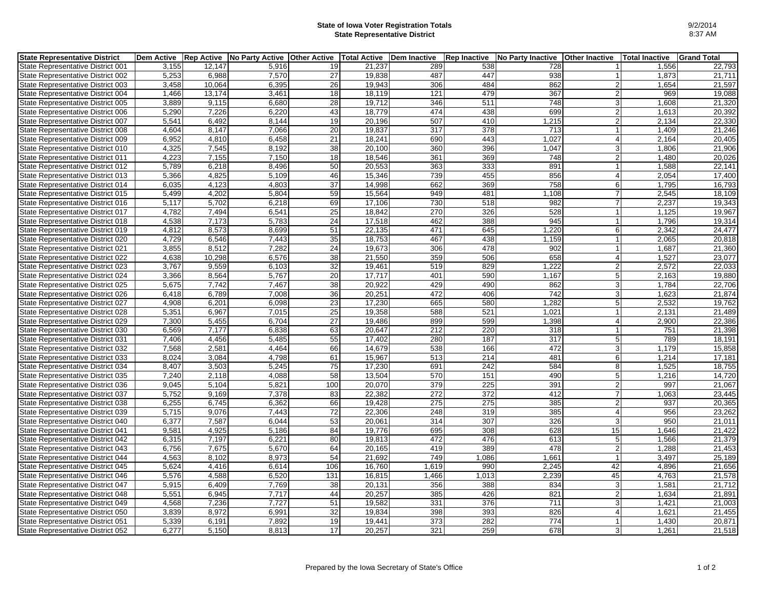# State of Iowa Voter Registration Totals
## State Representative District

9/2/2014
8:37 AM

| State Representative District | Dem Active | Rep Active | No Party Active | Other Active | Total Active | Dem Inactive | Rep Inactive | No Party Inactive | Other Inactive | Total Inactive | Grand Total |
|---|---|---|---|---|---|---|---|---|---|---|---|
| State Representative District 001 | 3,155 | 12,147 | 5,916 | 19 | 21,237 | 289 | 538 | 728 | 1 | 1,556 | 22,793 |
| State Representative District 002 | 5,253 | 6,988 | 7,570 | 27 | 19,838 | 487 | 447 | 938 | 1 | 1,873 | 21,711 |
| State Representative District 003 | 3,458 | 10,064 | 6,395 | 26 | 19,943 | 306 | 484 | 862 | 2 | 1,654 | 21,597 |
| State Representative District 004 | 1,466 | 13,174 | 3,461 | 18 | 18,119 | 121 | 479 | 367 | 2 | 969 | 19,088 |
| State Representative District 005 | 3,889 | 9,115 | 6,680 | 28 | 19,712 | 346 | 511 | 748 | 3 | 1,608 | 21,320 |
| State Representative District 006 | 5,290 | 7,226 | 6,220 | 43 | 18,779 | 474 | 438 | 699 | 2 | 1,613 | 20,392 |
| State Representative District 007 | 5,541 | 6,492 | 8,144 | 19 | 20,196 | 507 | 410 | 1,215 | 2 | 2,134 | 22,330 |
| State Representative District 008 | 4,604 | 8,147 | 7,066 | 20 | 19,837 | 317 | 378 | 713 | 1 | 1,409 | 21,246 |
| State Representative District 009 | 6,952 | 4,810 | 6,458 | 21 | 18,241 | 690 | 443 | 1,027 | 4 | 2,164 | 20,405 |
| State Representative District 010 | 4,325 | 7,545 | 8,192 | 38 | 20,100 | 360 | 396 | 1,047 | 3 | 1,806 | 21,906 |
| State Representative District 011 | 4,223 | 7,155 | 7,150 | 18 | 18,546 | 361 | 369 | 748 | 2 | 1,480 | 20,026 |
| State Representative District 012 | 5,789 | 6,218 | 8,496 | 50 | 20,553 | 363 | 333 | 891 | 1 | 1,588 | 22,141 |
| State Representative District 013 | 5,366 | 4,825 | 5,109 | 46 | 15,346 | 739 | 455 | 856 | 4 | 2,054 | 17,400 |
| State Representative District 014 | 6,035 | 4,123 | 4,803 | 37 | 14,998 | 662 | 369 | 758 | 6 | 1,795 | 16,793 |
| State Representative District 015 | 5,499 | 4,202 | 5,804 | 59 | 15,564 | 949 | 481 | 1,108 | 7 | 2,545 | 18,109 |
| State Representative District 016 | 5,117 | 5,702 | 6,218 | 69 | 17,106 | 730 | 518 | 982 | 7 | 2,237 | 19,343 |
| State Representative District 017 | 4,782 | 7,494 | 6,541 | 25 | 18,842 | 270 | 326 | 528 | 1 | 1,125 | 19,967 |
| State Representative District 018 | 4,538 | 7,173 | 5,783 | 24 | 17,518 | 462 | 388 | 945 | 1 | 1,796 | 19,314 |
| State Representative District 019 | 4,812 | 8,573 | 8,699 | 51 | 22,135 | 471 | 645 | 1,220 | 6 | 2,342 | 24,477 |
| State Representative District 020 | 4,729 | 6,546 | 7,443 | 35 | 18,753 | 467 | 438 | 1,159 | 1 | 2,065 | 20,818 |
| State Representative District 021 | 3,855 | 8,512 | 7,282 | 24 | 19,673 | 306 | 478 | 902 | 1 | 1,687 | 21,360 |
| State Representative District 022 | 4,638 | 10,298 | 6,576 | 38 | 21,550 | 359 | 506 | 658 | 4 | 1,527 | 23,077 |
| State Representative District 023 | 3,767 | 9,559 | 6,103 | 32 | 19,461 | 519 | 829 | 1,222 | 2 | 2,572 | 22,033 |
| State Representative District 024 | 3,366 | 8,564 | 5,767 | 20 | 17,717 | 401 | 590 | 1,167 | 5 | 2,163 | 19,880 |
| State Representative District 025 | 5,675 | 7,742 | 7,467 | 38 | 20,922 | 429 | 490 | 862 | 3 | 1,784 | 22,706 |
| State Representative District 026 | 6,418 | 6,789 | 7,008 | 36 | 20,251 | 472 | 406 | 742 | 3 | 1,623 | 21,874 |
| State Representative District 027 | 4,908 | 6,201 | 6,098 | 23 | 17,230 | 665 | 580 | 1,282 | 5 | 2,532 | 19,762 |
| State Representative District 028 | 5,351 | 6,967 | 7,015 | 25 | 19,358 | 588 | 521 | 1,021 | 1 | 2,131 | 21,489 |
| State Representative District 029 | 7,300 | 5,455 | 6,704 | 27 | 19,486 | 899 | 599 | 1,398 | 4 | 2,900 | 22,386 |
| State Representative District 030 | 6,569 | 7,177 | 6,838 | 63 | 20,647 | 212 | 220 | 318 | 1 | 751 | 21,398 |
| State Representative District 031 | 7,406 | 4,456 | 5,485 | 55 | 17,402 | 280 | 187 | 317 | 5 | 789 | 18,191 |
| State Representative District 032 | 7,568 | 2,581 | 4,464 | 66 | 14,679 | 538 | 166 | 472 | 3 | 1,179 | 15,858 |
| State Representative District 033 | 8,024 | 3,084 | 4,798 | 61 | 15,967 | 513 | 214 | 481 | 6 | 1,214 | 17,181 |
| State Representative District 034 | 8,407 | 3,503 | 5,245 | 75 | 17,230 | 691 | 242 | 584 | 8 | 1,525 | 18,755 |
| State Representative District 035 | 7,240 | 2,118 | 4,088 | 58 | 13,504 | 570 | 151 | 490 | 5 | 1,216 | 14,720 |
| State Representative District 036 | 9,045 | 5,104 | 5,821 | 100 | 20,070 | 379 | 225 | 391 | 2 | 997 | 21,067 |
| State Representative District 037 | 5,752 | 9,169 | 7,378 | 83 | 22,382 | 272 | 372 | 412 | 7 | 1,063 | 23,445 |
| State Representative District 038 | 6,255 | 6,745 | 6,362 | 66 | 19,428 | 275 | 275 | 385 | 2 | 937 | 20,365 |
| State Representative District 039 | 5,715 | 9,076 | 7,443 | 72 | 22,306 | 248 | 319 | 385 | 4 | 956 | 23,262 |
| State Representative District 040 | 6,377 | 7,587 | 6,044 | 53 | 20,061 | 314 | 307 | 326 | 3 | 950 | 21,011 |
| State Representative District 041 | 9,581 | 4,925 | 5,186 | 84 | 19,776 | 695 | 308 | 628 | 15 | 1,646 | 21,422 |
| State Representative District 042 | 6,315 | 7,197 | 6,221 | 80 | 19,813 | 472 | 476 | 613 | 5 | 1,566 | 21,379 |
| State Representative District 043 | 6,756 | 7,675 | 5,670 | 64 | 20,165 | 419 | 389 | 478 | 2 | 1,288 | 21,453 |
| State Representative District 044 | 4,563 | 8,102 | 8,973 | 54 | 21,692 | 749 | 1,086 | 1,661 | 1 | 3,497 | 25,189 |
| State Representative District 045 | 5,624 | 4,416 | 6,614 | 106 | 16,760 | 1,619 | 990 | 2,245 | 42 | 4,896 | 21,656 |
| State Representative District 046 | 5,576 | 4,588 | 6,520 | 131 | 16,815 | 1,466 | 1,013 | 2,239 | 45 | 4,763 | 21,578 |
| State Representative District 047 | 5,915 | 6,409 | 7,769 | 38 | 20,131 | 356 | 388 | 834 | 3 | 1,581 | 21,712 |
| State Representative District 048 | 5,551 | 6,945 | 7,717 | 44 | 20,257 | 385 | 426 | 821 | 2 | 1,634 | 21,891 |
| State Representative District 049 | 4,568 | 7,236 | 7,727 | 51 | 19,582 | 331 | 376 | 711 | 3 | 1,421 | 21,003 |
| State Representative District 050 | 3,839 | 8,972 | 6,991 | 32 | 19,834 | 398 | 393 | 826 | 4 | 1,621 | 21,455 |
| State Representative District 051 | 5,339 | 6,191 | 7,892 | 19 | 19,441 | 373 | 282 | 774 | 1 | 1,430 | 20,871 |
| State Representative District 052 | 6,277 | 5,150 | 8,813 | 17 | 20,257 | 321 | 259 | 678 | 3 | 1,261 | 21,518 |

Prepared by the Iowa Secretary of State's Office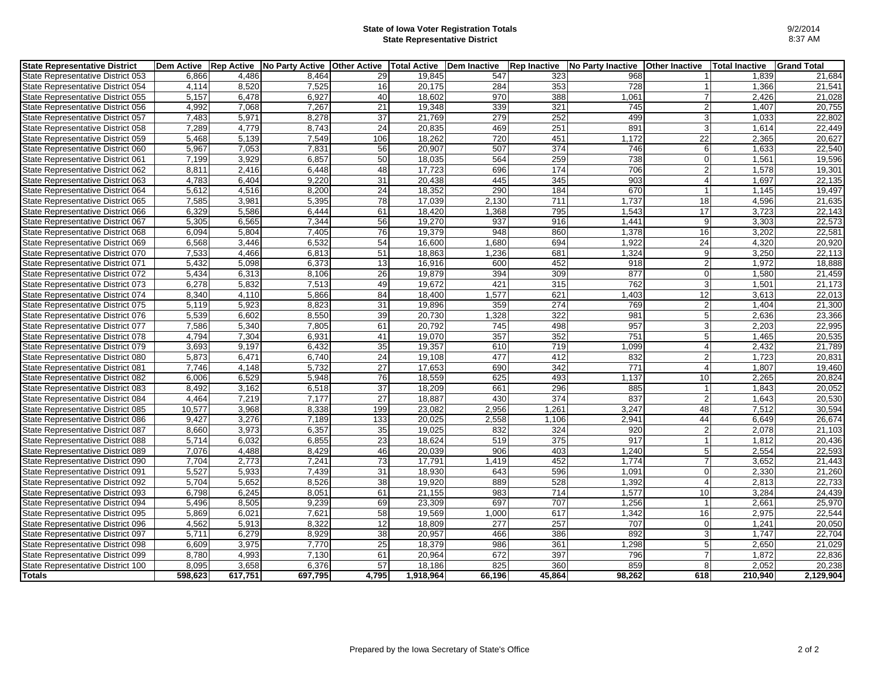**State of Iowa Voter Registration Totals**
**State Representative District**

9/2/2014
8:37 AM

| State Representative District | Dem Active | Rep Active | No Party Active | Other Active | Total Active | Dem Inactive | Rep Inactive | No Party Inactive | Other Inactive | Total Inactive | Grand Total |
|---|---|---|---|---|---|---|---|---|---|---|---|
| State Representative District 053 | 6,866 | 4,486 | 8,464 | 29 | 19,845 | 547 | 323 | 968 | 1 | 1,839 | 21,684 |
| State Representative District 054 | 4,114 | 8,520 | 7,525 | 16 | 20,175 | 284 | 353 | 728 | 1 | 1,366 | 21,541 |
| State Representative District 055 | 5,157 | 6,478 | 6,927 | 40 | 18,602 | 970 | 388 | 1,061 | 7 | 2,426 | 21,028 |
| State Representative District 056 | 4,992 | 7,068 | 7,267 | 21 | 19,348 | 339 | 321 | 745 | 2 | 1,407 | 20,755 |
| State Representative District 057 | 7,483 | 5,971 | 8,278 | 37 | 21,769 | 279 | 252 | 499 | 3 | 1,033 | 22,802 |
| State Representative District 058 | 7,289 | 4,779 | 8,743 | 24 | 20,835 | 469 | 251 | 891 | 3 | 1,614 | 22,449 |
| State Representative District 059 | 5,468 | 5,139 | 7,549 | 106 | 18,262 | 720 | 451 | 1,172 | 22 | 2,365 | 20,627 |
| State Representative District 060 | 5,967 | 7,053 | 7,831 | 56 | 20,907 | 507 | 374 | 746 | 6 | 1,633 | 22,540 |
| State Representative District 061 | 7,199 | 3,929 | 6,857 | 50 | 18,035 | 564 | 259 | 738 | 0 | 1,561 | 19,596 |
| State Representative District 062 | 8,811 | 2,416 | 6,448 | 48 | 17,723 | 696 | 174 | 706 | 2 | 1,578 | 19,301 |
| State Representative District 063 | 4,783 | 6,404 | 9,220 | 31 | 20,438 | 445 | 345 | 903 | 4 | 1,697 | 22,135 |
| State Representative District 064 | 5,612 | 4,516 | 8,200 | 24 | 18,352 | 290 | 184 | 670 | 1 | 1,145 | 19,497 |
| State Representative District 065 | 7,585 | 3,981 | 5,395 | 78 | 17,039 | 2,130 | 711 | 1,737 | 18 | 4,596 | 21,635 |
| State Representative District 066 | 6,329 | 5,586 | 6,444 | 61 | 18,420 | 1,368 | 795 | 1,543 | 17 | 3,723 | 22,143 |
| State Representative District 067 | 5,305 | 6,565 | 7,344 | 56 | 19,270 | 937 | 916 | 1,441 | 9 | 3,303 | 22,573 |
| State Representative District 068 | 6,094 | 5,804 | 7,405 | 76 | 19,379 | 948 | 860 | 1,378 | 16 | 3,202 | 22,581 |
| State Representative District 069 | 6,568 | 3,446 | 6,532 | 54 | 16,600 | 1,680 | 694 | 1,922 | 24 | 4,320 | 20,920 |
| State Representative District 070 | 7,533 | 4,466 | 6,813 | 51 | 18,863 | 1,236 | 681 | 1,324 | 9 | 3,250 | 22,113 |
| State Representative District 071 | 5,432 | 5,098 | 6,373 | 13 | 16,916 | 600 | 452 | 918 | 2 | 1,972 | 18,888 |
| State Representative District 072 | 5,434 | 6,313 | 8,106 | 26 | 19,879 | 394 | 309 | 877 | 0 | 1,580 | 21,459 |
| State Representative District 073 | 6,278 | 5,832 | 7,513 | 49 | 19,672 | 421 | 315 | 762 | 3 | 1,501 | 21,173 |
| State Representative District 074 | 8,340 | 4,110 | 5,866 | 84 | 18,400 | 1,577 | 621 | 1,403 | 12 | 3,613 | 22,013 |
| State Representative District 075 | 5,119 | 5,923 | 8,823 | 31 | 19,896 | 359 | 274 | 769 | 2 | 1,404 | 21,300 |
| State Representative District 076 | 5,539 | 6,602 | 8,550 | 39 | 20,730 | 1,328 | 322 | 981 | 5 | 2,636 | 23,366 |
| State Representative District 077 | 7,586 | 5,340 | 7,805 | 61 | 20,792 | 745 | 498 | 957 | 3 | 2,203 | 22,995 |
| State Representative District 078 | 4,794 | 7,304 | 6,931 | 41 | 19,070 | 357 | 352 | 751 | 5 | 1,465 | 20,535 |
| State Representative District 079 | 3,693 | 9,197 | 6,432 | 35 | 19,357 | 610 | 719 | 1,099 | 4 | 2,432 | 21,789 |
| State Representative District 080 | 5,873 | 6,471 | 6,740 | 24 | 19,108 | 477 | 412 | 832 | 2 | 1,723 | 20,831 |
| State Representative District 081 | 7,746 | 4,148 | 5,732 | 27 | 17,653 | 690 | 342 | 771 | 4 | 1,807 | 19,460 |
| State Representative District 082 | 6,006 | 6,529 | 5,948 | 76 | 18,559 | 625 | 493 | 1,137 | 10 | 2,265 | 20,824 |
| State Representative District 083 | 8,492 | 3,162 | 6,518 | 37 | 18,209 | 661 | 296 | 885 | 1 | 1,843 | 20,052 |
| State Representative District 084 | 4,464 | 7,219 | 7,177 | 27 | 18,887 | 430 | 374 | 837 | 2 | 1,643 | 20,530 |
| State Representative District 085 | 10,577 | 3,968 | 8,338 | 199 | 23,082 | 2,956 | 1,261 | 3,247 | 48 | 7,512 | 30,594 |
| State Representative District 086 | 9,427 | 3,276 | 7,189 | 133 | 20,025 | 2,558 | 1,106 | 2,941 | 44 | 6,649 | 26,674 |
| State Representative District 087 | 8,660 | 3,973 | 6,357 | 35 | 19,025 | 832 | 324 | 920 | 2 | 2,078 | 21,103 |
| State Representative District 088 | 5,714 | 6,032 | 6,855 | 23 | 18,624 | 519 | 375 | 917 | 1 | 1,812 | 20,436 |
| State Representative District 089 | 7,076 | 4,488 | 8,429 | 46 | 20,039 | 906 | 403 | 1,240 | 5 | 2,554 | 22,593 |
| State Representative District 090 | 7,704 | 2,773 | 7,241 | 73 | 17,791 | 1,419 | 452 | 1,774 | 7 | 3,652 | 21,443 |
| State Representative District 091 | 5,527 | 5,933 | 7,439 | 31 | 18,930 | 643 | 596 | 1,091 | 0 | 2,330 | 21,260 |
| State Representative District 092 | 5,704 | 5,652 | 8,526 | 38 | 19,920 | 889 | 528 | 1,392 | 4 | 2,813 | 22,733 |
| State Representative District 093 | 6,798 | 6,245 | 8,051 | 61 | 21,155 | 983 | 714 | 1,577 | 10 | 3,284 | 24,439 |
| State Representative District 094 | 5,496 | 8,505 | 9,239 | 69 | 23,309 | 697 | 707 | 1,256 | 1 | 2,661 | 25,970 |
| State Representative District 095 | 5,869 | 6,021 | 7,621 | 58 | 19,569 | 1,000 | 617 | 1,342 | 16 | 2,975 | 22,544 |
| State Representative District 096 | 4,562 | 5,913 | 8,322 | 12 | 18,809 | 277 | 257 | 707 | 0 | 1,241 | 20,050 |
| State Representative District 097 | 5,711 | 6,279 | 8,929 | 38 | 20,957 | 466 | 386 | 892 | 3 | 1,747 | 22,704 |
| State Representative District 098 | 6,609 | 3,975 | 7,770 | 25 | 18,379 | 986 | 361 | 1,298 | 5 | 2,650 | 21,029 |
| State Representative District 099 | 8,780 | 4,993 | 7,130 | 61 | 20,964 | 672 | 397 | 796 | 7 | 1,872 | 22,836 |
| State Representative District 100 | 8,095 | 3,658 | 6,376 | 57 | 18,186 | 825 | 360 | 859 | 8 | 2,052 | 20,238 |
| **Totals** | **598,623** | **617,751** | **697,795** | **4,795** | **1,918,964** | **66,196** | **45,864** | **98,262** | **618** | **210,940** | **2,129,904** |

Prepared by the Iowa Secretary of State's Office